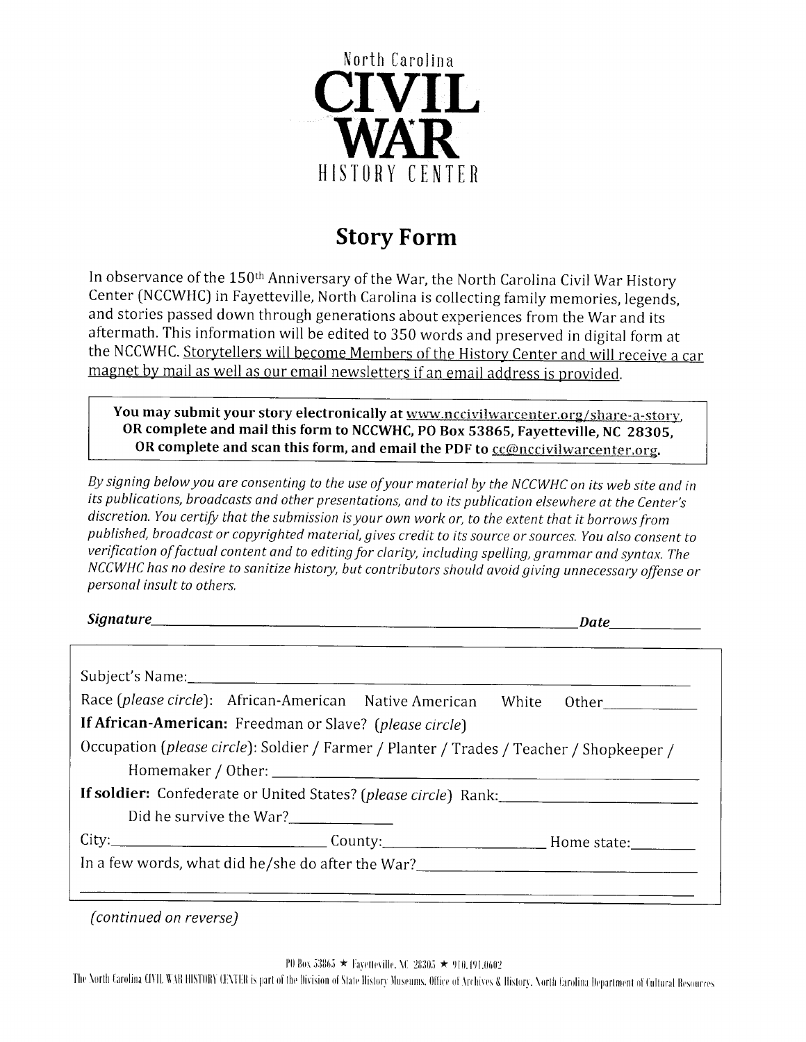North Carolina
# CIVIL WAR
HISTORY CENTER

## Story Form

In observance of the 150th Anniversary of the War, the North Carolina Civil War History Center (NCCWHC) in Fayetteville, North Carolina is collecting family memories, legends, and stories passed down through generations about experiences from the War and its aftermath. This information will be edited to 350 words and preserved in digital form at the NCCWHC. Storytellers will become Members of the History Center and will receive a car magnet by mail as well as our email newsletters if an email address is provided.

**You may submit your story electronically at www.nccivilwarcenter.org/share-a-story, OR complete and mail this form to NCCWHC, PO Box 53865, Fayetteville, NC 28305, OR complete and scan this form, and email the PDF to cc@nccivilwarcenter.org.**

*By signing below you are consenting to the use of your material by the NCCWHC on its web site and in its publications, broadcasts and other presentations, and to its publication elsewhere at the Center's discretion. You certify that the submission is your own work or, to the extent that it borrows from published, broadcast or copyrighted material, gives credit to its source or sources. You also consent to verification of factual content and to editing for clarity, including spelling, grammar and syntax. The NCCWHC has no desire to sanitize history, but contributors should avoid giving unnecessary offense or personal insult to others.*

***Signature***______________________________ ***Date***__________

Subject's Name:______________________________

Race (*please circle*): African-American Native American White Other__________

**If African-American:** Freedman or Slave? (*please circle*)

Occupation (*please circle*): Soldier / Farmer / Planter / Trades / Teacher / Shopkeeper / Homemaker / Other: ______________________________

**If soldier:** Confederate or United States? (*please circle*) Rank:____________________

Did he survive the War?__________

City:____________________ County:____________________ Home state:________

In a few words, what did he/she do after the War?______________________________

______________________________

*(continued on reverse)*

PO Box 53865 ★ Fayetteville, NC 28305 ★ 910.491.0602

The North Carolina CIVIL WAR HISTORY CENTER is part of the Division of State History Museums, Office of Archives & History, North Carolina Department of Cultural Resources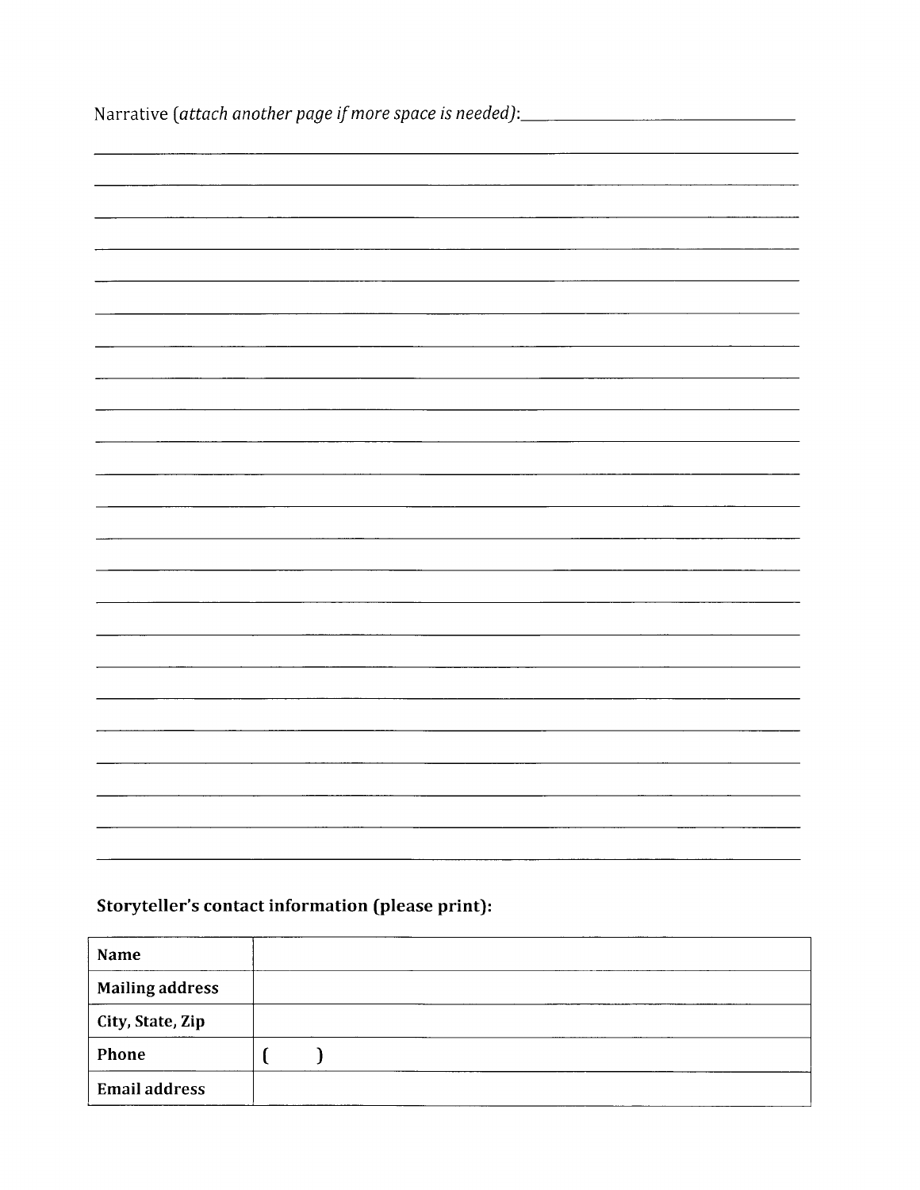Narrative (*attach another page if more space is needed*):\_\_\_\_\_\_\_\_\_\_\_\_\_\_\_\_\_\_\_\_\_\_\_\_\_\_\_\_

**Storyteller's contact information (please print):**

| | |
|---|---|
| **Name** | |
| **Mailing address** | |
| **City, State, Zip** | |
| **Phone** | (     ) |
| **Email address** | |